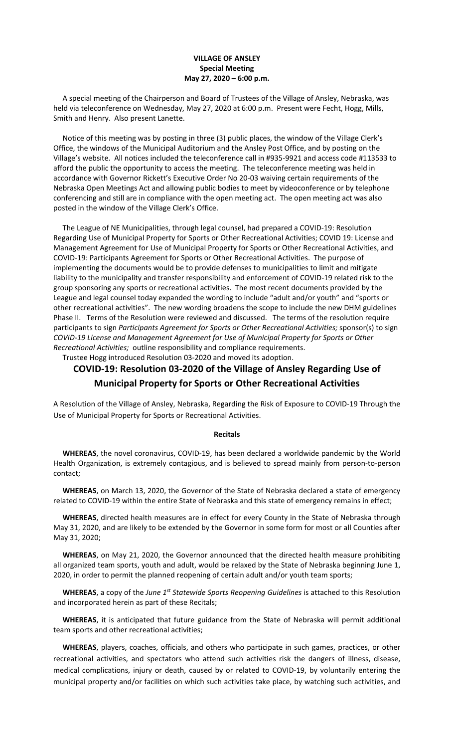**VILLAGE OF ANSLEY**
**Special Meeting**
**May 27, 2020 – 6:00 p.m.**

A special meeting of the Chairperson and Board of Trustees of the Village of Ansley, Nebraska, was held via teleconference on Wednesday, May 27, 2020 at 6:00 p.m. Present were Fecht, Hogg, Mills, Smith and Henry. Also present Lanette.

Notice of this meeting was by posting in three (3) public places, the window of the Village Clerk's Office, the windows of the Municipal Auditorium and the Ansley Post Office, and by posting on the Village's website. All notices included the teleconference call in #935-9921 and access code #113533 to afford the public the opportunity to access the meeting. The teleconference meeting was held in accordance with Governor Rickett's Executive Order No 20-03 waiving certain requirements of the Nebraska Open Meetings Act and allowing public bodies to meet by videoconference or by telephone conferencing and still are in compliance with the open meeting act. The open meeting act was also posted in the window of the Village Clerk's Office.

The League of NE Municipalities, through legal counsel, had prepared a COVID-19: Resolution Regarding Use of Municipal Property for Sports or Other Recreational Activities; COVID 19: License and Management Agreement for Use of Municipal Property for Sports or Other Recreational Activities, and COVID-19: Participants Agreement for Sports or Other Recreational Activities. The purpose of implementing the documents would be to provide defenses to municipalities to limit and mitigate liability to the municipality and transfer responsibility and enforcement of COVID-19 related risk to the group sponsoring any sports or recreational activities. The most recent documents provided by the League and legal counsel today expanded the wording to include "adult and/or youth" and "sports or other recreational activities". The new wording broadens the scope to include the new DHM guidelines Phase II. Terms of the Resolution were reviewed and discussed. The terms of the resolution require participants to sign *Participants Agreement for Sports or Other Recreational Activities;* sponsor(s) to sign *COVID-19 License and Management Agreement for Use of Municipal Property for Sports or Other Recreational Activities;* outline responsibility and compliance requirements.

Trustee Hogg introduced Resolution 03-2020 and moved its adoption.

## COVID-19: Resolution 03-2020 of the Village of Ansley Regarding Use of Municipal Property for Sports or Other Recreational Activities

A Resolution of the Village of Ansley, Nebraska, Regarding the Risk of Exposure to COVID-19 Through the Use of Municipal Property for Sports or Recreational Activities.

**Recitals**

**WHEREAS**, the novel coronavirus, COVID-19, has been declared a worldwide pandemic by the World Health Organization, is extremely contagious, and is believed to spread mainly from person-to-person contact;

**WHEREAS**, on March 13, 2020, the Governor of the State of Nebraska declared a state of emergency related to COVID-19 within the entire State of Nebraska and this state of emergency remains in effect;

**WHEREAS**, directed health measures are in effect for every County in the State of Nebraska through May 31, 2020, and are likely to be extended by the Governor in some form for most or all Counties after May 31, 2020;

**WHEREAS**, on May 21, 2020, the Governor announced that the directed health measure prohibiting all organized team sports, youth and adult, would be relaxed by the State of Nebraska beginning June 1, 2020, in order to permit the planned reopening of certain adult and/or youth team sports;

**WHEREAS**, a copy of the *June 1st Statewide Sports Reopening Guidelines* is attached to this Resolution and incorporated herein as part of these Recitals;

**WHEREAS**, it is anticipated that future guidance from the State of Nebraska will permit additional team sports and other recreational activities;

**WHEREAS**, players, coaches, officials, and others who participate in such games, practices, or other recreational activities, and spectators who attend such activities risk the dangers of illness, disease, medical complications, injury or death, caused by or related to COVID-19, by voluntarily entering the municipal property and/or facilities on which such activities take place, by watching such activities, and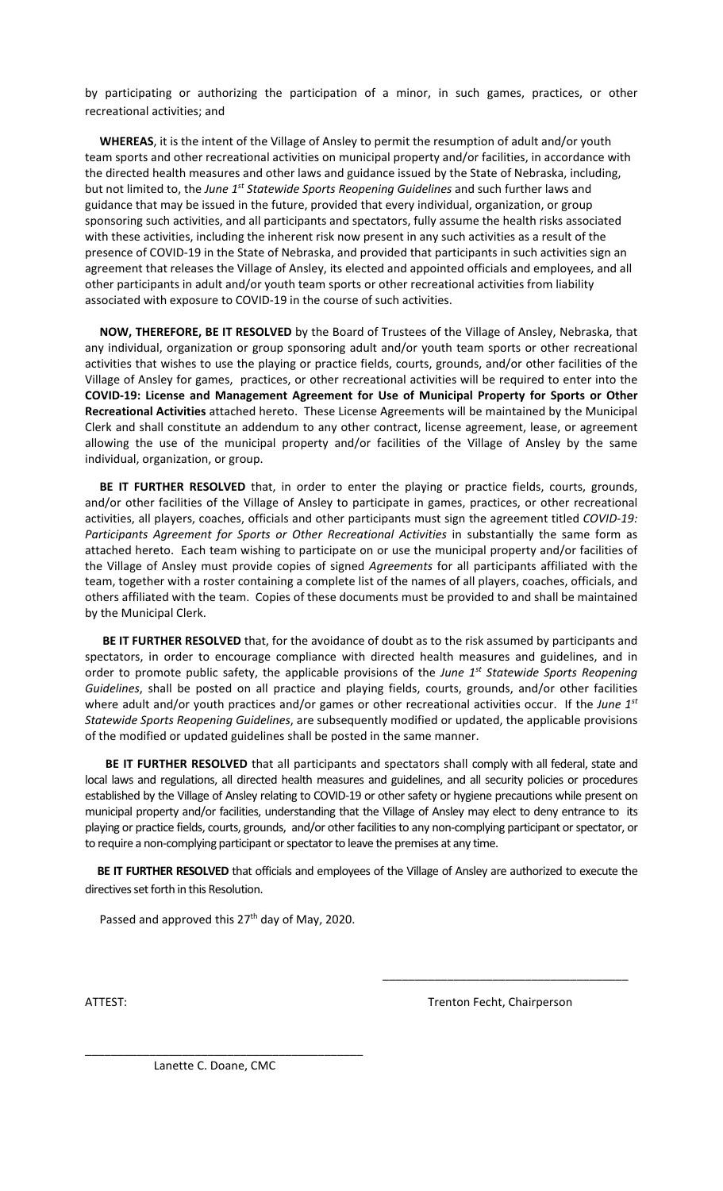by participating or authorizing the participation of a minor, in such games, practices, or other recreational activities; and

**WHEREAS**, it is the intent of the Village of Ansley to permit the resumption of adult and/or youth team sports and other recreational activities on municipal property and/or facilities, in accordance with the directed health measures and other laws and guidance issued by the State of Nebraska, including, but not limited to, the *June 1st Statewide Sports Reopening Guidelines* and such further laws and guidance that may be issued in the future, provided that every individual, organization, or group sponsoring such activities, and all participants and spectators, fully assume the health risks associated with these activities, including the inherent risk now present in any such activities as a result of the presence of COVID-19 in the State of Nebraska, and provided that participants in such activities sign an agreement that releases the Village of Ansley, its elected and appointed officials and employees, and all other participants in adult and/or youth team sports or other recreational activities from liability associated with exposure to COVID-19 in the course of such activities.

**NOW, THEREFORE, BE IT RESOLVED** by the Board of Trustees of the Village of Ansley, Nebraska, that any individual, organization or group sponsoring adult and/or youth team sports or other recreational activities that wishes to use the playing or practice fields, courts, grounds, and/or other facilities of the Village of Ansley for games, practices, or other recreational activities will be required to enter into the **COVID-19: License and Management Agreement for Use of Municipal Property for Sports or Other Recreational Activities** attached hereto. These License Agreements will be maintained by the Municipal Clerk and shall constitute an addendum to any other contract, license agreement, lease, or agreement allowing the use of the municipal property and/or facilities of the Village of Ansley by the same individual, organization, or group.

**BE IT FURTHER RESOLVED** that, in order to enter the playing or practice fields, courts, grounds, and/or other facilities of the Village of Ansley to participate in games, practices, or other recreational activities, all players, coaches, officials and other participants must sign the agreement titled *COVID-19: Participants Agreement for Sports or Other Recreational Activities* in substantially the same form as attached hereto. Each team wishing to participate on or use the municipal property and/or facilities of the Village of Ansley must provide copies of signed *Agreements* for all participants affiliated with the team, together with a roster containing a complete list of the names of all players, coaches, officials, and others affiliated with the team. Copies of these documents must be provided to and shall be maintained by the Municipal Clerk.

**BE IT FURTHER RESOLVED** that, for the avoidance of doubt as to the risk assumed by participants and spectators, in order to encourage compliance with directed health measures and guidelines, and in order to promote public safety, the applicable provisions of the *June 1st Statewide Sports Reopening Guidelines*, shall be posted on all practice and playing fields, courts, grounds, and/or other facilities where adult and/or youth practices and/or games or other recreational activities occur. If the *June 1st Statewide Sports Reopening Guidelines*, are subsequently modified or updated, the applicable provisions of the modified or updated guidelines shall be posted in the same manner.

**BE IT FURTHER RESOLVED** that all participants and spectators shall comply with all federal, state and local laws and regulations, all directed health measures and guidelines, and all security policies or procedures established by the Village of Ansley relating to COVID-19 or other safety or hygiene precautions while present on municipal property and/or facilities, understanding that the Village of Ansley may elect to deny entrance to its playing or practice fields, courts, grounds, and/or other facilities to any non-complying participant or spectator, or to require a non-complying participant or spectator to leave the premises at any time.

**BE IT FURTHER RESOLVED** that officials and employees of the Village of Ansley are authorized to execute the directives set forth in this Resolution.

Passed and approved this 27th day of May, 2020.

\_\_\_\_\_\_\_\_\_\_\_\_\_\_\_\_\_\_\_\_\_\_\_\_\_\_\_\_\_\_\_\_\_\_\_\_\_\_

Trenton Fecht, Chairperson

ATTEST:

\_\_\_\_\_\_\_\_\_\_\_\_\_\_\_\_\_\_\_\_\_\_\_\_\_\_\_\_\_\_\_\_\_\_\_\_\_\_

Lanette C. Doane, CMC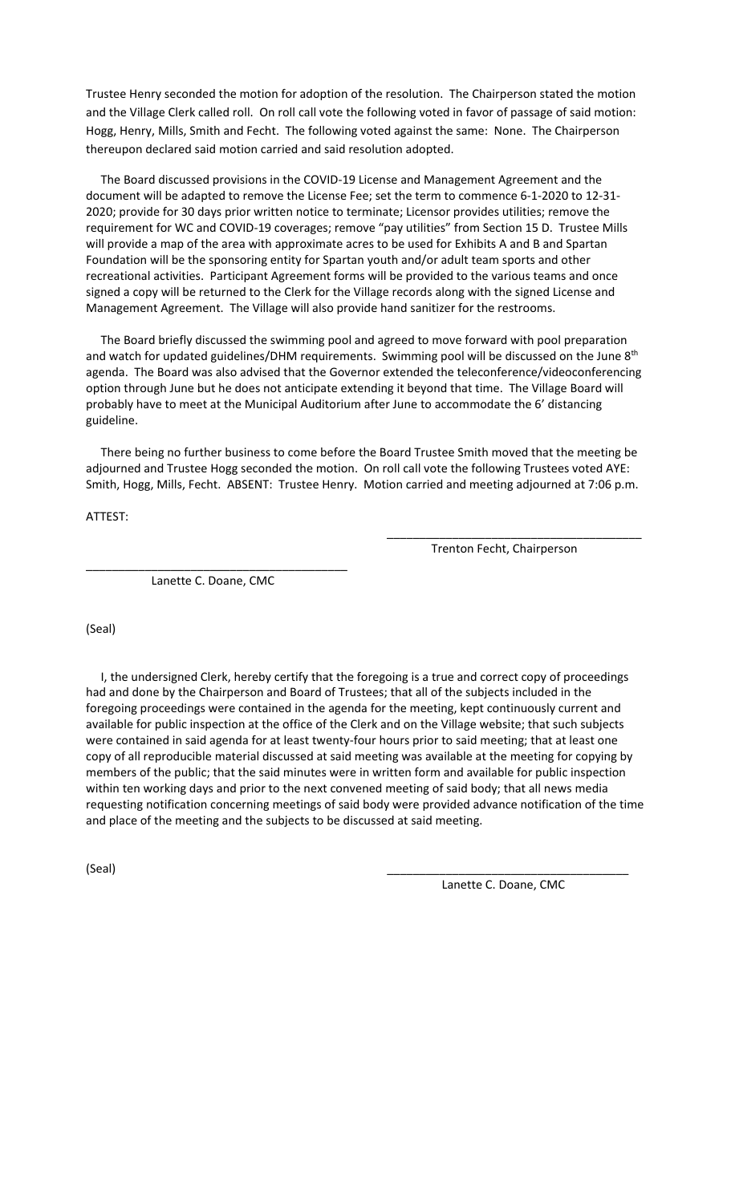Trustee Henry seconded the motion for adoption of the resolution. The Chairperson stated the motion and the Village Clerk called roll. On roll call vote the following voted in favor of passage of said motion: Hogg, Henry, Mills, Smith and Fecht. The following voted against the same: None. The Chairperson thereupon declared said motion carried and said resolution adopted.

The Board discussed provisions in the COVID-19 License and Management Agreement and the document will be adapted to remove the License Fee; set the term to commence 6-1-2020 to 12-31-2020; provide for 30 days prior written notice to terminate; Licensor provides utilities; remove the requirement for WC and COVID-19 coverages; remove "pay utilities" from Section 15 D. Trustee Mills will provide a map of the area with approximate acres to be used for Exhibits A and B and Spartan Foundation will be the sponsoring entity for Spartan youth and/or adult team sports and other recreational activities. Participant Agreement forms will be provided to the various teams and once signed a copy will be returned to the Clerk for the Village records along with the signed License and Management Agreement. The Village will also provide hand sanitizer for the restrooms.

The Board briefly discussed the swimming pool and agreed to move forward with pool preparation and watch for updated guidelines/DHM requirements. Swimming pool will be discussed on the June 8th agenda. The Board was also advised that the Governor extended the teleconference/videoconferencing option through June but he does not anticipate extending it beyond that time. The Village Board will probably have to meet at the Municipal Auditorium after June to accommodate the 6' distancing guideline.

There being no further business to come before the Board Trustee Smith moved that the meeting be adjourned and Trustee Hogg seconded the motion. On roll call vote the following Trustees voted AYE: Smith, Hogg, Mills, Fecht. ABSENT: Trustee Henry. Motion carried and meeting adjourned at 7:06 p.m.

ATTEST:

\_\_\_\_\_\_\_\_\_\_\_\_\_\_\_\_\_\_\_\_\_\_\_\_\_\_\_\_\_\_\_\_\_\_\_\_\_\_\_\_
Trenton Fecht, Chairperson

\_\_\_\_\_\_\_\_\_\_\_\_\_\_\_\_\_\_\_\_\_\_\_\_\_\_\_\_\_\_\_\_\_\_\_\_\_\_\_\_
Lanette C. Doane, CMC

(Seal)

I, the undersigned Clerk, hereby certify that the foregoing is a true and correct copy of proceedings had and done by the Chairperson and Board of Trustees; that all of the subjects included in the foregoing proceedings were contained in the agenda for the meeting, kept continuously current and available for public inspection at the office of the Clerk and on the Village website; that such subjects were contained in said agenda for at least twenty-four hours prior to said meeting; that at least one copy of all reproducible material discussed at said meeting was available at the meeting for copying by members of the public; that the said minutes were in written form and available for public inspection within ten working days and prior to the next convened meeting of said body; that all news media requesting notification concerning meetings of said body were provided advance notification of the time and place of the meeting and the subjects to be discussed at said meeting.

(Seal)

\_\_\_\_\_\_\_\_\_\_\_\_\_\_\_\_\_\_\_\_\_\_\_\_\_\_\_\_\_\_\_\_\_\_\_\_\_\_\_\_
Lanette C. Doane, CMC